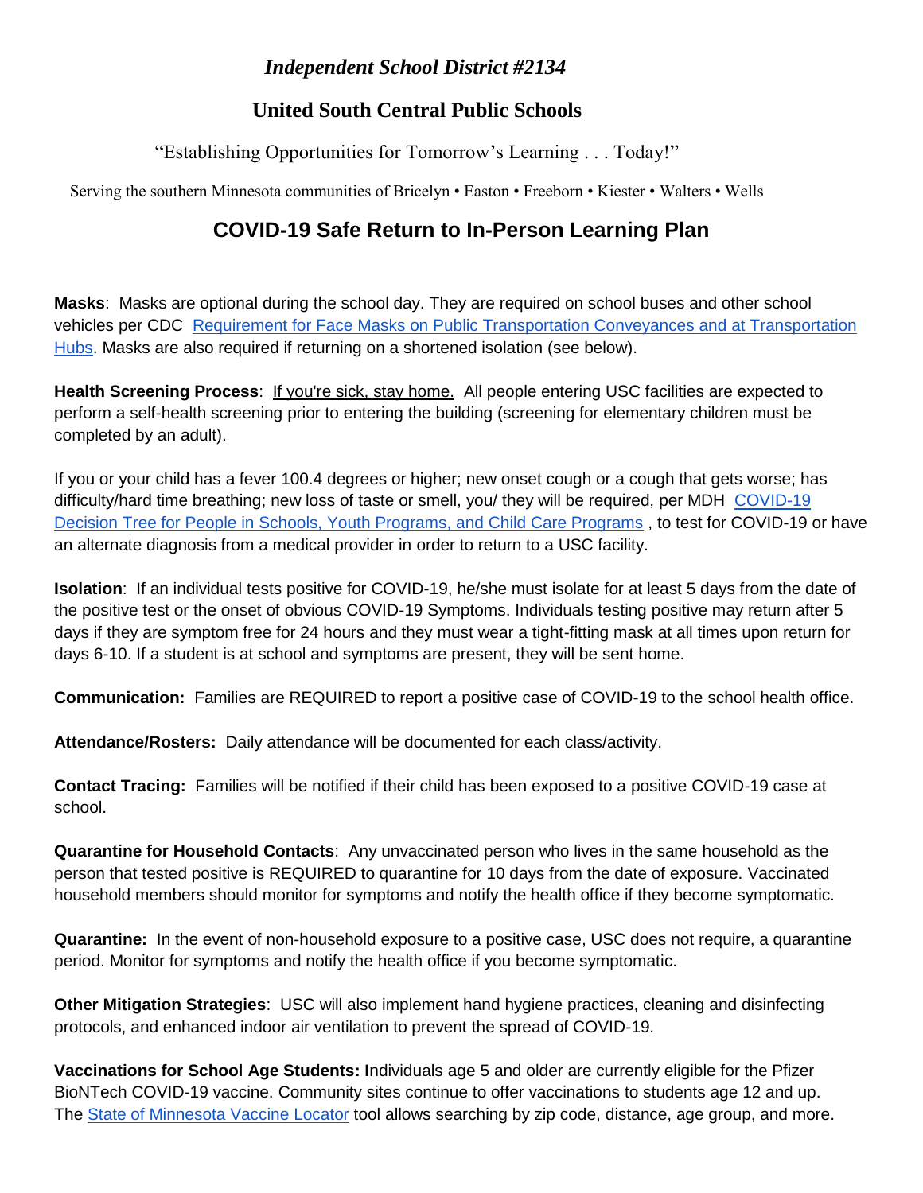*Independent School District #2134*

## United South Central Public Schools

"Establishing Opportunities for Tomorrow's Learning . . . Today!"

Serving the southern Minnesota communities of Bricelyn • Easton • Freeborn • Kiester • Walters • Wells

# COVID-19 Safe Return to In-Person Learning Plan

**Masks**: Masks are optional during the school day. They are required on school buses and other school vehicles per CDC [Requirement for Face Masks on Public Transportation Conveyances and at Transportation Hubs](). Masks are also required if returning on a shortened isolation (see below).

**Health Screening Process**: If you're sick, stay home. All people entering USC facilities are expected to perform a self-health screening prior to entering the building (screening for elementary children must be completed by an adult).

If you or your child has a fever 100.4 degrees or higher; new onset cough or a cough that gets worse; has difficulty/hard time breathing; new loss of taste or smell, you/ they will be required, per MDH [COVID-19 Decision Tree for People in Schools, Youth Programs, and Child Care Programs]() , to test for COVID-19 or have an alternate diagnosis from a medical provider in order to return to a USC facility.

**Isolation**: If an individual tests positive for COVID-19, he/she must isolate for at least 5 days from the date of the positive test or the onset of obvious COVID-19 Symptoms. Individuals testing positive may return after 5 days if they are symptom free for 24 hours and they must wear a tight-fitting mask at all times upon return for days 6-10. If a student is at school and symptoms are present, they will be sent home.

**Communication:** Families are REQUIRED to report a positive case of COVID-19 to the school health office.

**Attendance/Rosters:** Daily attendance will be documented for each class/activity.

**Contact Tracing:** Families will be notified if their child has been exposed to a positive COVID-19 case at school.

**Quarantine for Household Contacts**: Any unvaccinated person who lives in the same household as the person that tested positive is REQUIRED to quarantine for 10 days from the date of exposure. Vaccinated household members should monitor for symptoms and notify the health office if they become symptomatic.

**Quarantine:** In the event of non-household exposure to a positive case, USC does not require, a quarantine period. Monitor for symptoms and notify the health office if you become symptomatic.

**Other Mitigation Strategies**: USC will also implement hand hygiene practices, cleaning and disinfecting protocols, and enhanced indoor air ventilation to prevent the spread of COVID-19.

**Vaccinations for School Age Students: I**ndividuals age 5 and older are currently eligible for the Pfizer BioNTech COVID-19 vaccine. Community sites continue to offer vaccinations to students age 12 and up. The [State of Minnesota Vaccine Locator]() tool allows searching by zip code, distance, age group, and more.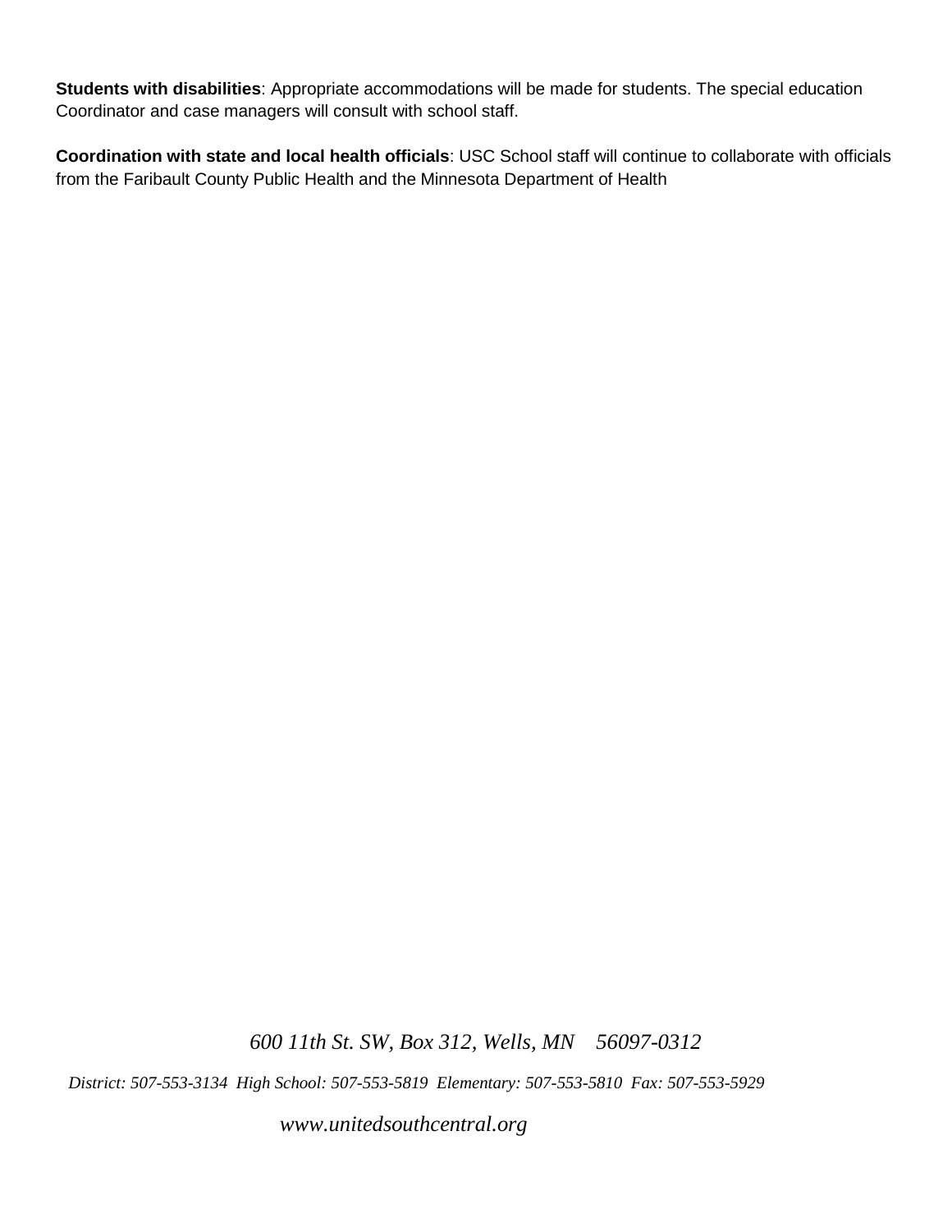**Students with disabilities**: Appropriate accommodations will be made for students. The special education Coordinator and case managers will consult with school staff.

**Coordination with state and local health officials**: USC School staff will continue to collaborate with officials from the Faribault County Public Health and the Minnesota Department of Health

*600 11th St. SW, Box 312, Wells, MN    56097-0312*

*District: 507-553-3134  High School: 507-553-5819  Elementary: 507-553-5810  Fax: 507-553-5929*

*www.unitedsouthcentral.org*